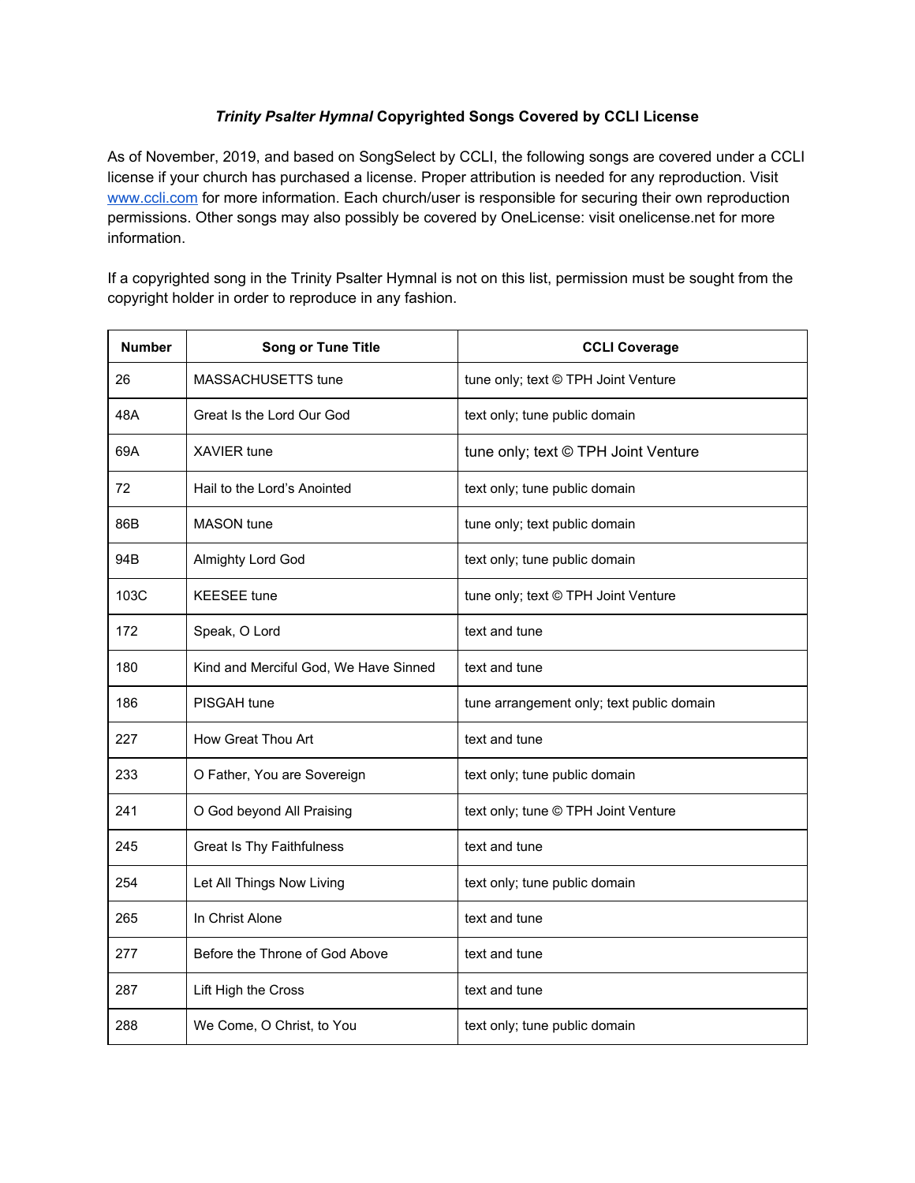# *Trinity Psalter Hymnal* Copyrighted Songs Covered by CCLI License

As of November, 2019, and based on SongSelect by CCLI, the following songs are covered under a CCLI license if your church has purchased a license. Proper attribution is needed for any reproduction. Visit [www.ccli.com](http://www.ccli.com) for more information. Each church/user is responsible for securing their own reproduction permissions. Other songs may also possibly be covered by OneLicense: visit onelicense.net for more information.

If a copyrighted song in the Trinity Psalter Hymnal is not on this list, permission must be sought from the copyright holder in order to reproduce in any fashion.

| Number | Song or Tune Title | CCLI Coverage |
|---|---|---|
| 26 | MASSACHUSETTS tune | tune only; text © TPH Joint Venture |
| 48A | Great Is the Lord Our God | text only; tune public domain |
| 69A | XAVIER tune | tune only; text © TPH Joint Venture |
| 72 | Hail to the Lord's Anointed | text only; tune public domain |
| 86B | MASON tune | tune only; text public domain |
| 94B | Almighty Lord God | text only; tune public domain |
| 103C | KEESEE tune | tune only; text © TPH Joint Venture |
| 172 | Speak, O Lord | text and tune |
| 180 | Kind and Merciful God, We Have Sinned | text and tune |
| 186 | PISGAH tune | tune arrangement only; text public domain |
| 227 | How Great Thou Art | text and tune |
| 233 | O Father, You are Sovereign | text only; tune public domain |
| 241 | O God beyond All Praising | text only; tune © TPH Joint Venture |
| 245 | Great Is Thy Faithfulness | text and tune |
| 254 | Let All Things Now Living | text only; tune public domain |
| 265 | In Christ Alone | text and tune |
| 277 | Before the Throne of God Above | text and tune |
| 287 | Lift High the Cross | text and tune |
| 288 | We Come, O Christ, to You | text only; tune public domain |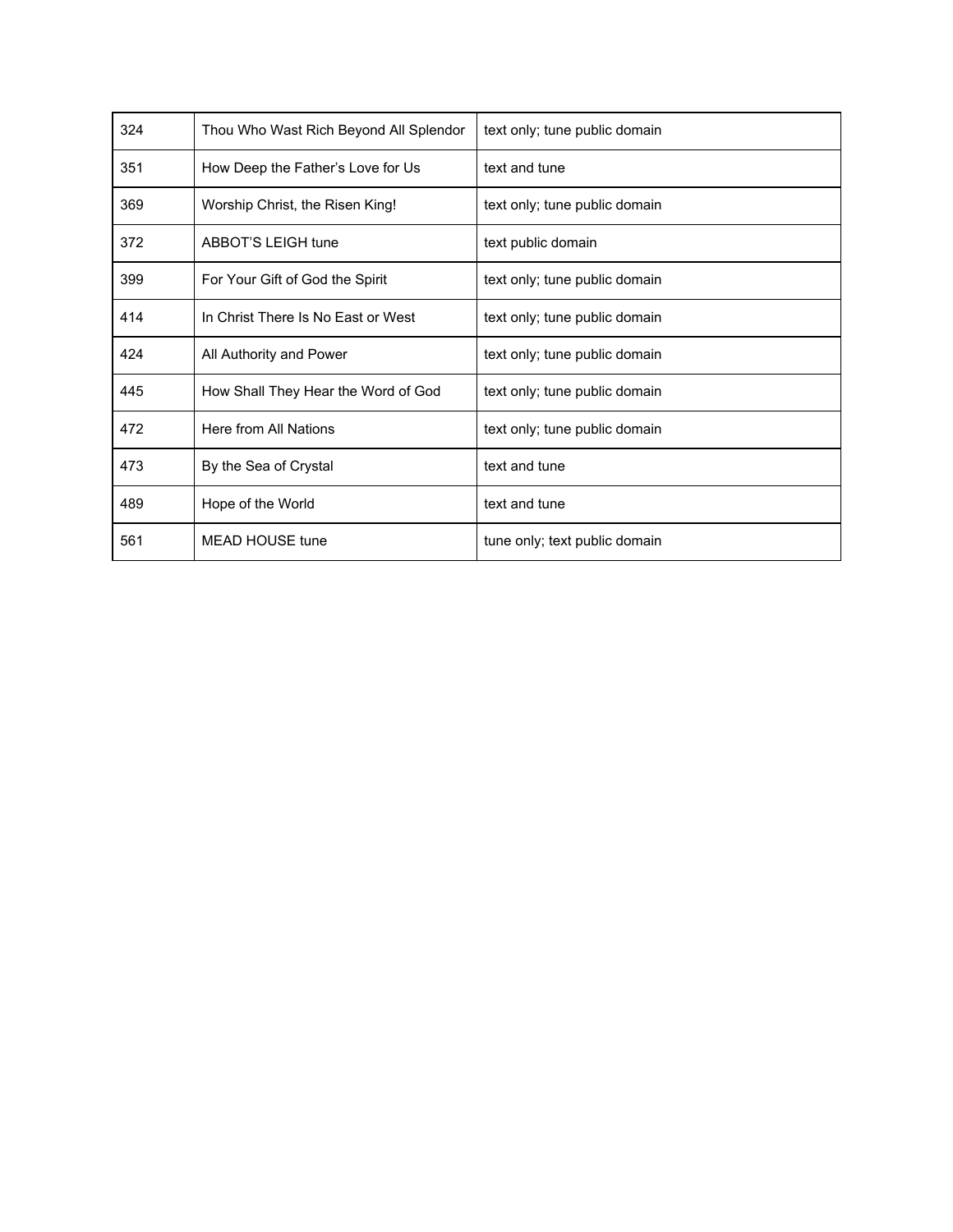| | | |
|---|---|---|
| 324 | Thou Who Wast Rich Beyond All Splendor | text only; tune public domain |
| 351 | How Deep the Father's Love for Us | text and tune |
| 369 | Worship Christ, the Risen King! | text only; tune public domain |
| 372 | ABBOT'S LEIGH tune | text public domain |
| 399 | For Your Gift of God the Spirit | text only; tune public domain |
| 414 | In Christ There Is No East or West | text only; tune public domain |
| 424 | All Authority and Power | text only; tune public domain |
| 445 | How Shall They Hear the Word of God | text only; tune public domain |
| 472 | Here from All Nations | text only; tune public domain |
| 473 | By the Sea of Crystal | text and tune |
| 489 | Hope of the World | text and tune |
| 561 | MEAD HOUSE tune | tune only; text public domain |